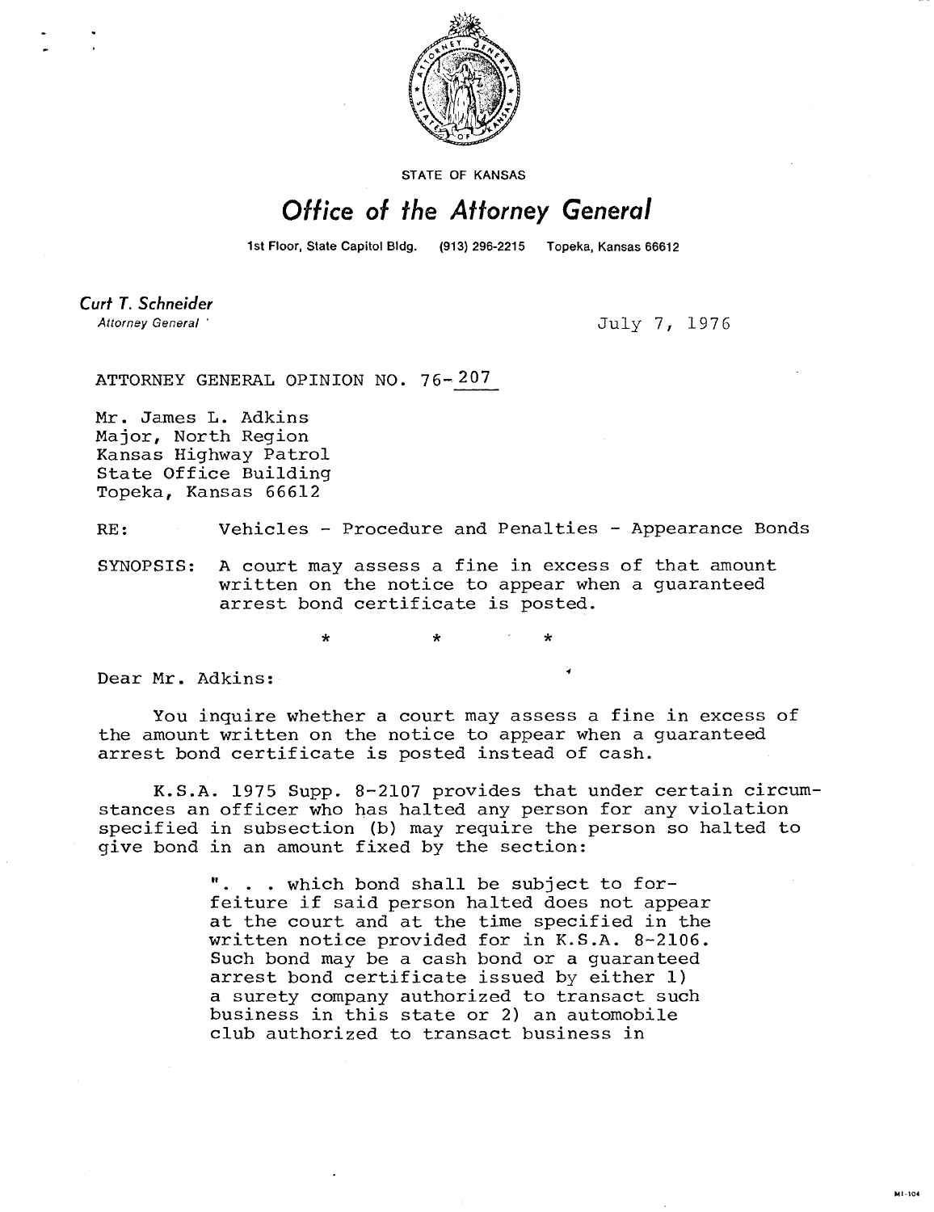STATE OF KANSAS

# Office of the Attorney General

1st Floor, State Capitol Bldg. (913) 296-2215 Topeka, Kansas 66612

**Curt T. Schneider**
*Attorney General*

July 7, 1976

ATTORNEY GENERAL OPINION NO. 76-207

Mr. James L. Adkins
Major, North Region
Kansas Highway Patrol
State Office Building
Topeka, Kansas 66612

RE: Vehicles - Procedure and Penalties - Appearance Bonds

SYNOPSIS: A court may assess a fine in excess of that amount written on the notice to appear when a guaranteed arrest bond certificate is posted.

\* \* \*

Dear Mr. Adkins:

You inquire whether a court may assess a fine in excess of the amount written on the notice to appear when a guaranteed arrest bond certificate is posted instead of cash.

K.S.A. 1975 Supp. 8-2107 provides that under certain circumstances an officer who has halted any person for any violation specified in subsection (b) may require the person so halted to give bond in an amount fixed by the section:

> ". . . which bond shall be subject to forfeiture if said person halted does not appear at the court and at the time specified in the written notice provided for in K.S.A. 8-2106. Such bond may be a cash bond or a guaranteed arrest bond certificate issued by either 1) a surety company authorized to transact such business in this state or 2) an automobile club authorized to transact business in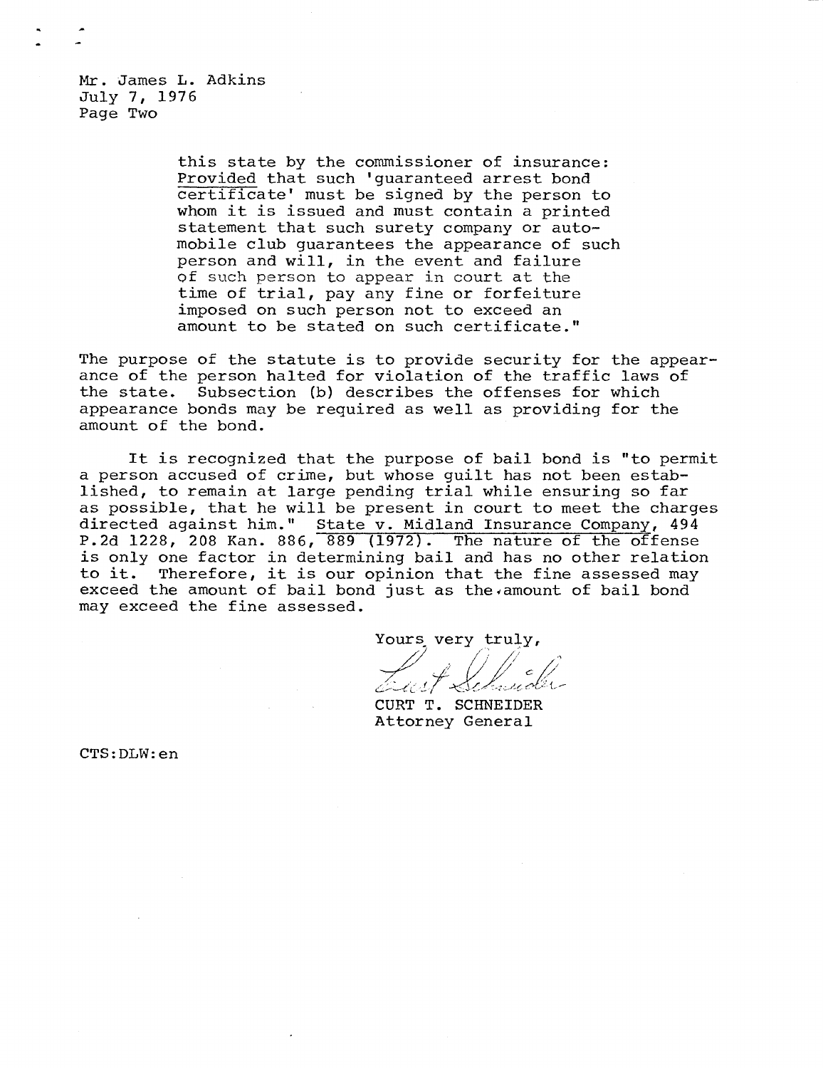Mr. James L. Adkins
July 7, 1976
Page Two

> this state by the commissioner of insurance: Provided that such 'guaranteed arrest bond certificate' must be signed by the person to whom it is issued and must contain a printed statement that such surety company or automobile club guarantees the appearance of such person and will, in the event and failure of such person to appear in court at the time of trial, pay any fine or forfeiture imposed on such person not to exceed an amount to be stated on such certificate."

The purpose of the statute is to provide security for the appearance of the person halted for violation of the traffic laws of the state. Subsection (b) describes the offenses for which appearance bonds may be required as well as providing for the amount of the bond.

It is recognized that the purpose of bail bond is "to permit a person accused of crime, but whose guilt has not been established, to remain at large pending trial while ensuring so far as possible, that he will be present in court to meet the charges directed against him." State v. Midland Insurance Company, 494 P.2d 1228, 208 Kan. 886, 889 (1972). The nature of the offense is only one factor in determining bail and has no other relation to it. Therefore, it is our opinion that the fine assessed may exceed the amount of bail bond just as the amount of bail bond may exceed the fine assessed.

Yours very truly,

CURT T. SCHNEIDER
Attorney General

CTS:DLW:en